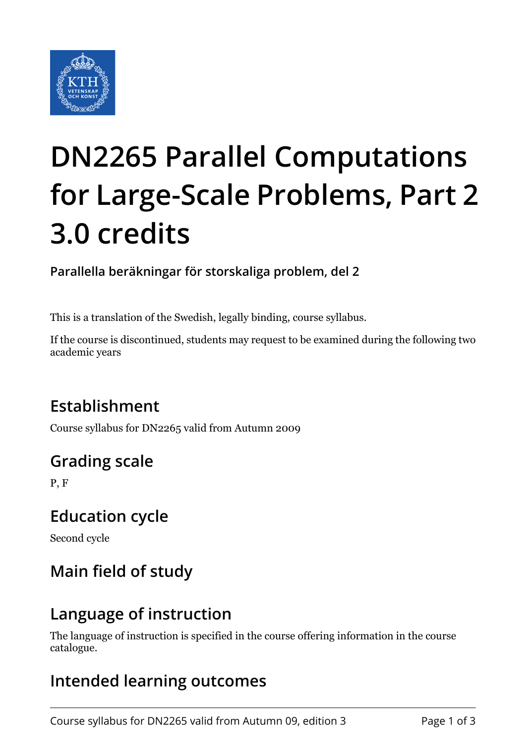# DN2265 Parallel Computations for Large-Scale Problems, Part 2 3.0 credits

**Parallella beräkningar för storskaliga problem, del 2**

This is a translation of the Swedish, legally binding, course syllabus.

If the course is discontinued, students may request to be examined during the following two academic years

## Establishment

Course syllabus for DN2265 valid from Autumn 2009

## Grading scale

P, F

## Education cycle

Second cycle

## Main field of study

## Language of instruction

The language of instruction is specified in the course offering information in the course catalogue.

## Intended learning outcomes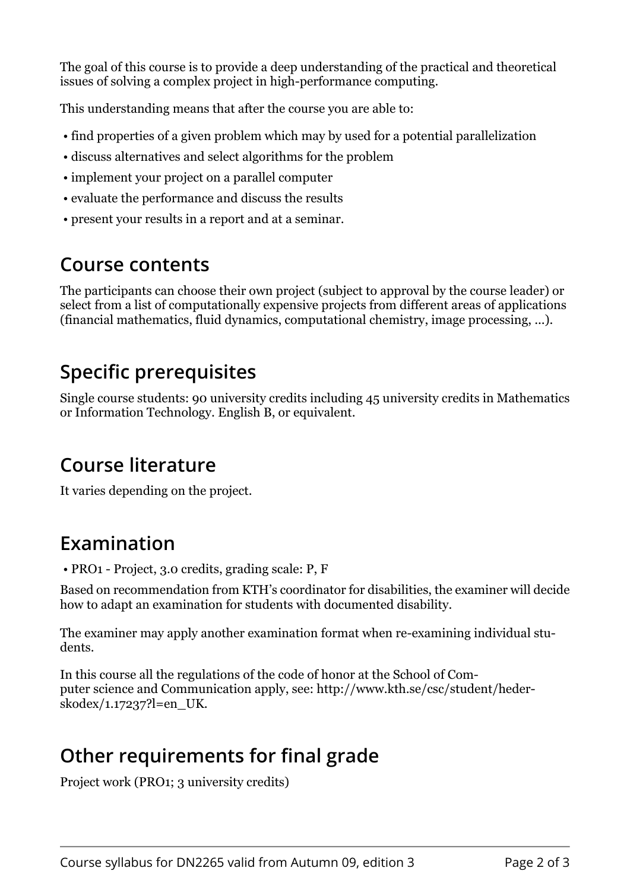The goal of this course is to provide a deep understanding of the practical and theoretical issues of solving a complex project in high-performance computing.

This understanding means that after the course you are able to:

- find properties of a given problem which may by used for a potential parallelization
- discuss alternatives and select algorithms for the problem
- implement your project on a parallel computer
- evaluate the performance and discuss the results
- present your results in a report and at a seminar.

## Course contents

The participants can choose their own project (subject to approval by the course leader) or select from a list of computationally expensive projects from different areas of applications (financial mathematics, fluid dynamics, computational chemistry, image processing, ...).

## Specific prerequisites

Single course students: 90 university credits including 45 university credits in Mathematics or Information Technology. English B, or equivalent.

## Course literature

It varies depending on the project.

## Examination

- PRO1 - Project, 3.0 credits, grading scale: P, F

Based on recommendation from KTH's coordinator for disabilities, the examiner will decide how to adapt an examination for students with documented disability.

The examiner may apply another examination format when re-examining individual students.

In this course all the regulations of the code of honor at the School of Computer science and Communication apply, see: http://www.kth.se/csc/student/hederskodex/1.17237?l=en_UK.

## Other requirements for final grade

Project work (PRO1; 3 university credits)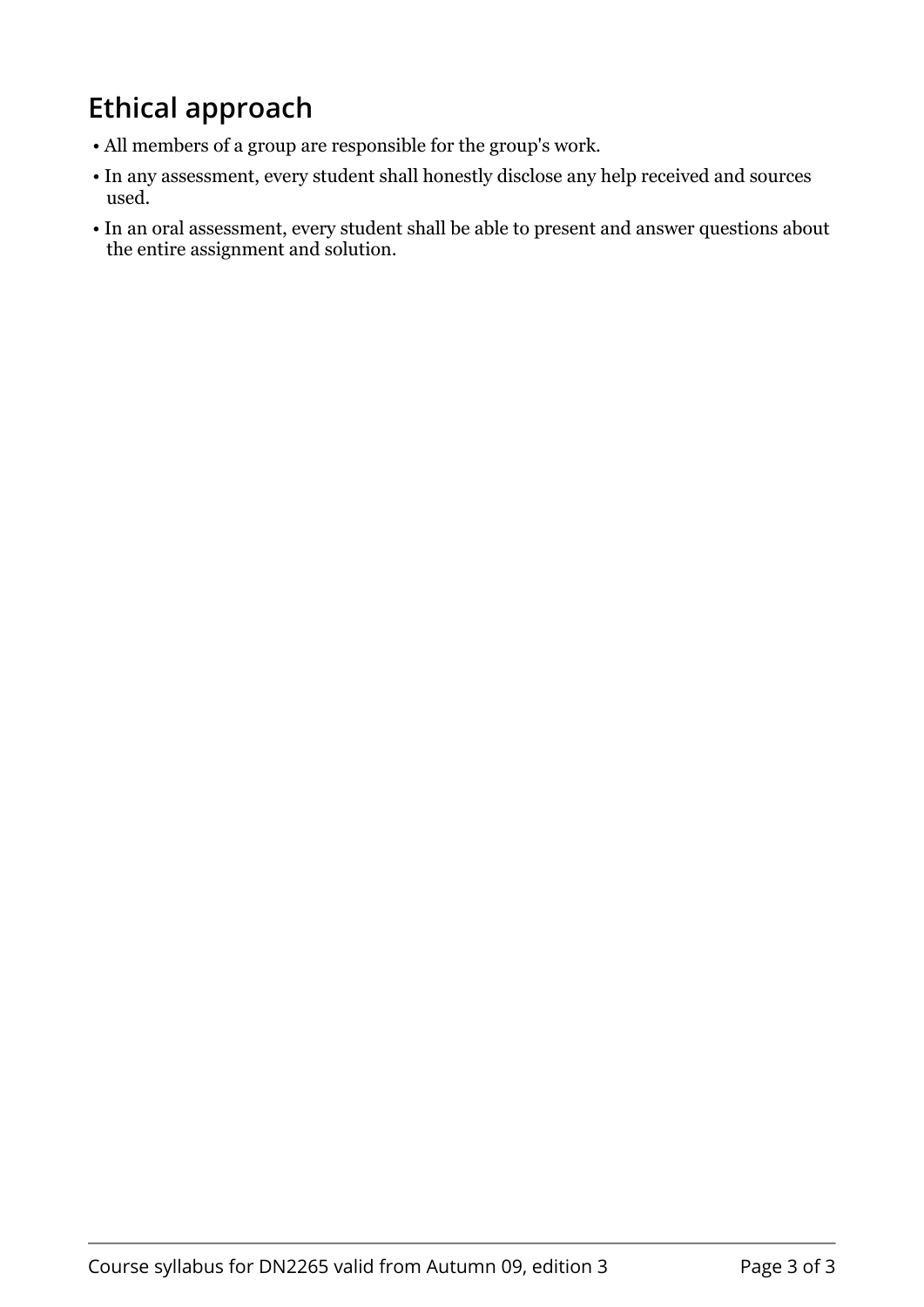## Ethical approach

- All members of a group are responsible for the group's work.
- In any assessment, every student shall honestly disclose any help received and sources used.
- In an oral assessment, every student shall be able to present and answer questions about the entire assignment and solution.